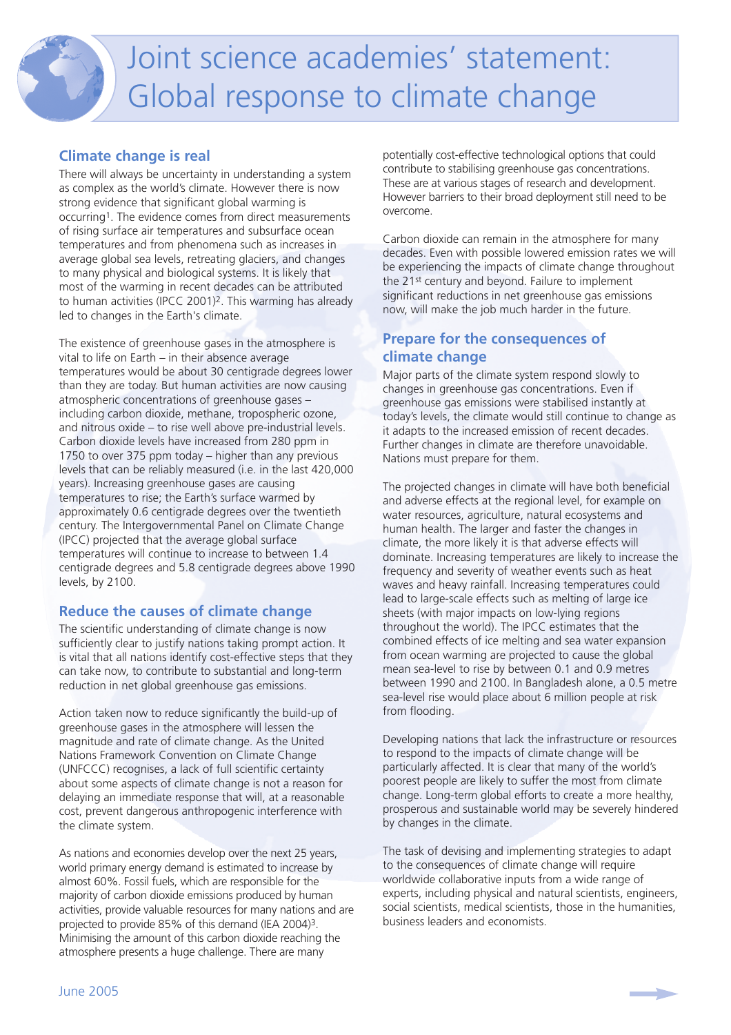# Joint science academies' statement: Global response to climate change

## Climate change is real

There will always be uncertainty in understanding a system as complex as the world's climate. However there is now strong evidence that significant global warming is occurring[1]. The evidence comes from direct measurements of rising surface air temperatures and subsurface ocean temperatures and from phenomena such as increases in average global sea levels, retreating glaciers, and changes to many physical and biological systems. It is likely that most of the warming in recent decades can be attributed to human activities (IPCC 2001)[2]. This warming has already led to changes in the Earth's climate.

The existence of greenhouse gases in the atmosphere is vital to life on Earth – in their absence average temperatures would be about 30 centigrade degrees lower than they are today. But human activities are now causing atmospheric concentrations of greenhouse gases – including carbon dioxide, methane, tropospheric ozone, and nitrous oxide – to rise well above pre-industrial levels. Carbon dioxide levels have increased from 280 ppm in 1750 to over 375 ppm today – higher than any previous levels that can be reliably measured (i.e. in the last 420,000 years). Increasing greenhouse gases are causing temperatures to rise; the Earth's surface warmed by approximately 0.6 centigrade degrees over the twentieth century. The Intergovernmental Panel on Climate Change (IPCC) projected that the average global surface temperatures will continue to increase to between 1.4 centigrade degrees and 5.8 centigrade degrees above 1990 levels, by 2100.

## Reduce the causes of climate change

The scientific understanding of climate change is now sufficiently clear to justify nations taking prompt action. It is vital that all nations identify cost-effective steps that they can take now, to contribute to substantial and long-term reduction in net global greenhouse gas emissions.

Action taken now to reduce significantly the build-up of greenhouse gases in the atmosphere will lessen the magnitude and rate of climate change. As the United Nations Framework Convention on Climate Change (UNFCCC) recognises, a lack of full scientific certainty about some aspects of climate change is not a reason for delaying an immediate response that will, at a reasonable cost, prevent dangerous anthropogenic interference with the climate system.

As nations and economies develop over the next 25 years, world primary energy demand is estimated to increase by almost 60%. Fossil fuels, which are responsible for the majority of carbon dioxide emissions produced by human activities, provide valuable resources for many nations and are projected to provide 85% of this demand (IEA 2004)[3]. Minimising the amount of this carbon dioxide reaching the atmosphere presents a huge challenge. There are many potentially cost-effective technological options that could contribute to stabilising greenhouse gas concentrations. These are at various stages of research and development. However barriers to their broad deployment still need to be overcome.

Carbon dioxide can remain in the atmosphere for many decades. Even with possible lowered emission rates we will be experiencing the impacts of climate change throughout the 21st century and beyond. Failure to implement significant reductions in net greenhouse gas emissions now, will make the job much harder in the future.

## Prepare for the consequences of climate change

Major parts of the climate system respond slowly to changes in greenhouse gas concentrations. Even if greenhouse gas emissions were stabilised instantly at today's levels, the climate would still continue to change as it adapts to the increased emission of recent decades. Further changes in climate are therefore unavoidable. Nations must prepare for them.

The projected changes in climate will have both beneficial and adverse effects at the regional level, for example on water resources, agriculture, natural ecosystems and human health. The larger and faster the changes in climate, the more likely it is that adverse effects will dominate. Increasing temperatures are likely to increase the frequency and severity of weather events such as heat waves and heavy rainfall. Increasing temperatures could lead to large-scale effects such as melting of large ice sheets (with major impacts on low-lying regions throughout the world). The IPCC estimates that the combined effects of ice melting and sea water expansion from ocean warming are projected to cause the global mean sea-level to rise by between 0.1 and 0.9 metres between 1990 and 2100. In Bangladesh alone, a 0.5 metre sea-level rise would place about 6 million people at risk from flooding.

Developing nations that lack the infrastructure or resources to respond to the impacts of climate change will be particularly affected. It is clear that many of the world's poorest people are likely to suffer the most from climate change. Long-term global efforts to create a more healthy, prosperous and sustainable world may be severely hindered by changes in the climate.

The task of devising and implementing strategies to adapt to the consequences of climate change will require worldwide collaborative inputs from a wide range of experts, including physical and natural scientists, engineers, social scientists, medical scientists, those in the humanities, business leaders and economists.

June 2005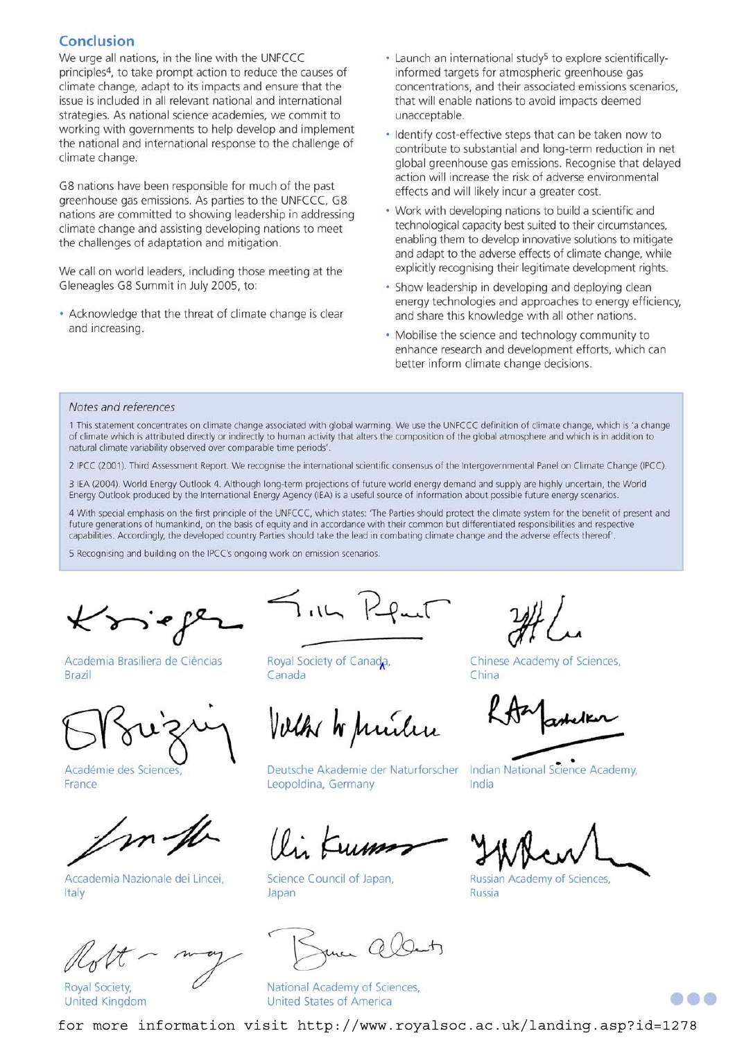## Conclusion

We urge all nations, in the line with the UNFCCC principles[4], to take prompt action to reduce the causes of climate change, adapt to its impacts and ensure that the issue is included in all relevant national and international strategies. As national science academies, we commit to working with governments to help develop and implement the national and international response to the challenge of climate change.

G8 nations have been responsible for much of the past greenhouse gas emissions. As parties to the UNFCCC, G8 nations are committed to showing leadership in addressing climate change and assisting developing nations to meet the challenges of adaptation and mitigation.

We call on world leaders, including those meeting at the Gleneagles G8 Summit in July 2005, to:

- Acknowledge that the threat of climate change is clear and increasing.
- Launch an international study[5] to explore scientifically-informed targets for atmospheric greenhouse gas concentrations, and their associated emissions scenarios, that will enable nations to avoid impacts deemed unacceptable.
- Identify cost-effective steps that can be taken now to contribute to substantial and long-term reduction in net global greenhouse gas emissions. Recognise that delayed action will increase the risk of adverse environmental effects and will likely incur a greater cost.
- Work with developing nations to build a scientific and technological capacity best suited to their circumstances, enabling them to develop innovative solutions to mitigate and adapt to the adverse effects of climate change, while explicitly recognising their legitimate development rights.
- Show leadership in developing and deploying clean energy technologies and approaches to energy efficiency, and share this knowledge with all other nations.
- Mobilise the science and technology community to enhance research and development efforts, which can better inform climate change decisions.

*Notes and references*

1 This statement concentrates on climate change associated with global warming. We use the UNFCCC definition of climate change, which is 'a change of climate which is attributed directly or indirectly to human activity that alters the composition of the global atmosphere and which is in addition to natural climate variability observed over comparable time periods'.

2 IPCC (2001). Third Assessment Report. We recognise the international scientific consensus of the Intergovernmental Panel on Climate Change (IPCC).

3 IEA (2004). World Energy Outlook 4. Although long-term projections of future world energy demand and supply are highly uncertain, the World Energy Outlook produced by the International Energy Agency (IEA) is a useful source of information about possible future energy scenarios.

4 With special emphasis on the first principle of the UNFCCC, which states: 'The Parties should protect the climate system for the benefit of present and future generations of humankind, on the basis of equity and in accordance with their common but differentiated responsibilities and respective capabilities. Accordingly, the developed country Parties should take the lead in combating climate change and the adverse effects thereof'.

5 Recognising and building on the IPCC's ongoing work on emission scenarios.

Academia Brasiliera de Ciências, Brazil

Royal Society of Canada, Canada

Chinese Academy of Sciences, China

Académie des Sciences, France

Deutsche Akademie der Naturforscher Leopoldina, Germany

Indian National Science Academy, India

Accademia Nazionale dei Lincei, Italy

Science Council of Japan, Japan

Russian Academy of Sciences, Russia

Royal Society, United Kingdom

National Academy of Sciences, United States of America

for more information visit http://www.royalsoc.ac.uk/landing.asp?id=1278